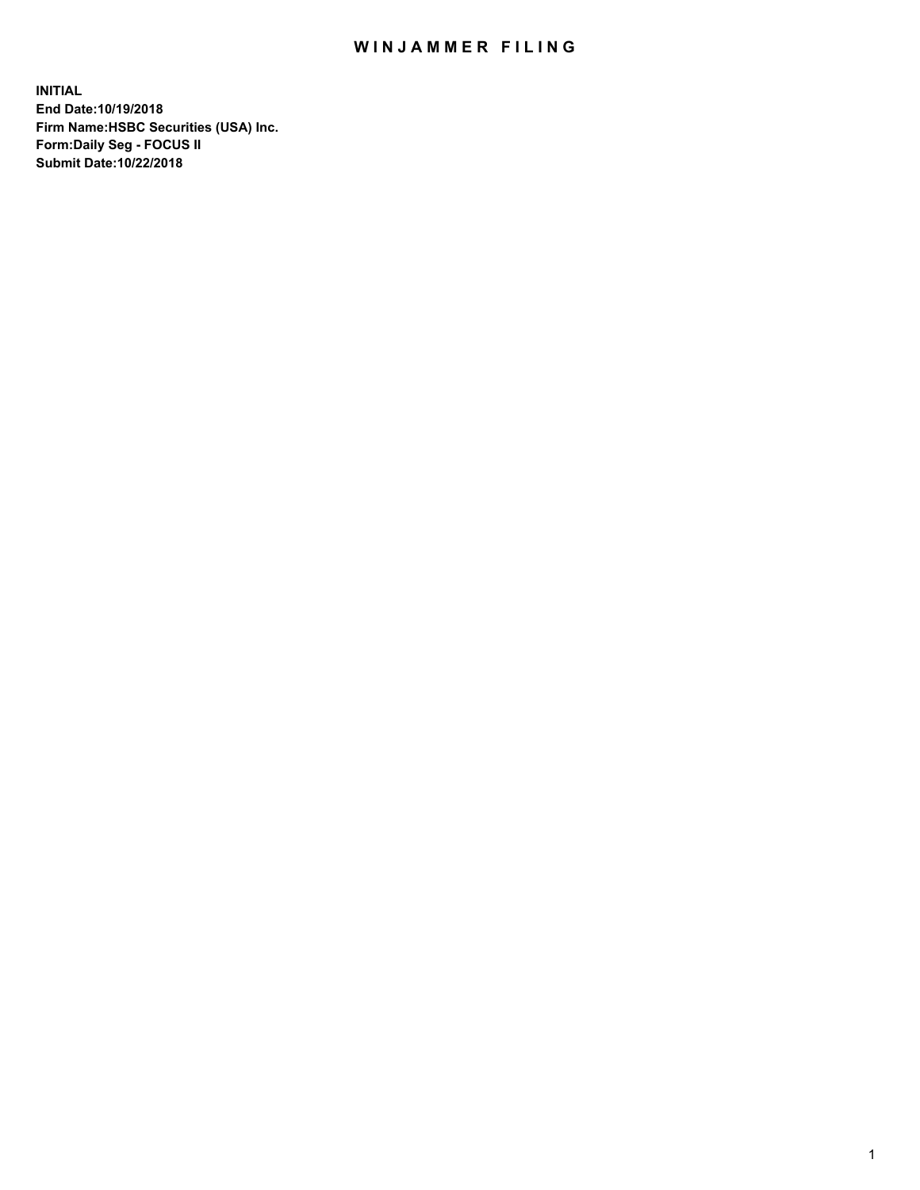# WINJAMMER FILING

**INITIAL**
**End Date:10/19/2018**
**Firm Name:HSBC Securities (USA) Inc.**
**Form:Daily Seg - FOCUS II**
**Submit Date:10/22/2018**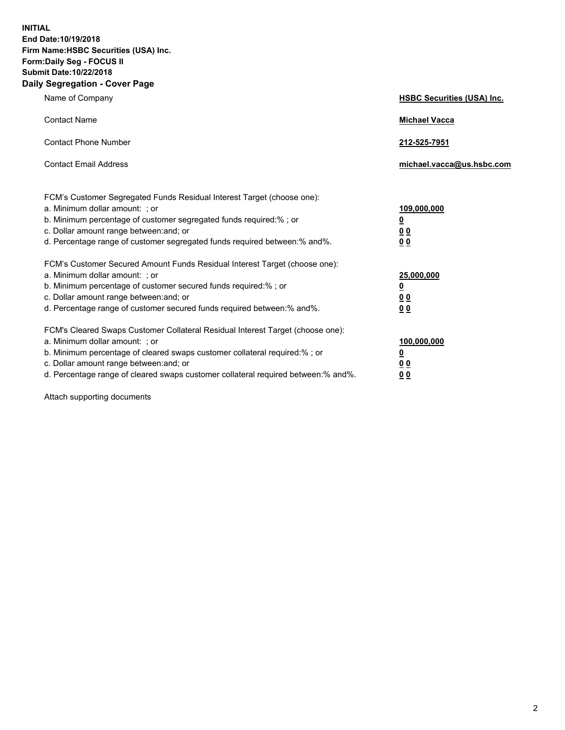**INITIAL**
**End Date:10/19/2018**
**Firm Name:HSBC Securities (USA) Inc.**
**Form:Daily Seg - FOCUS II**
**Submit Date:10/22/2018**

## Daily Segregation - Cover Page

| | |
|---|---|
| Name of Company | **HSBC Securities (USA) Inc.** |
| Contact Name | **Michael Vacca** |
| Contact Phone Number | **212-525-7951** |
| Contact Email Address | **michael.vacca@us.hsbc.com** |

| | |
|---|---|
| FCM's Customer Segregated Funds Residual Interest Target (choose one): | |
| a. Minimum dollar amount: ; or | **109,000,000** |
| b. Minimum percentage of customer segregated funds required:% ; or | **0** |
| c. Dollar amount range between:and; or | **0 0** |
| d. Percentage range of customer segregated funds required between:% and%. | **0 0** |
| FCM's Customer Secured Amount Funds Residual Interest Target (choose one): | |
| a. Minimum dollar amount: ; or | **25,000,000** |
| b. Minimum percentage of customer secured funds required:% ; or | **0** |
| c. Dollar amount range between:and; or | **0 0** |
| d. Percentage range of customer secured funds required between:% and%. | **0 0** |
| FCM's Cleared Swaps Customer Collateral Residual Interest Target (choose one): | |
| a. Minimum dollar amount: ; or | **100,000,000** |
| b. Minimum percentage of cleared swaps customer collateral required:% ; or | **0** |
| c. Dollar amount range between:and; or | **0 0** |
| d. Percentage range of cleared swaps customer collateral required between:% and%. | **0 0** |

Attach supporting documents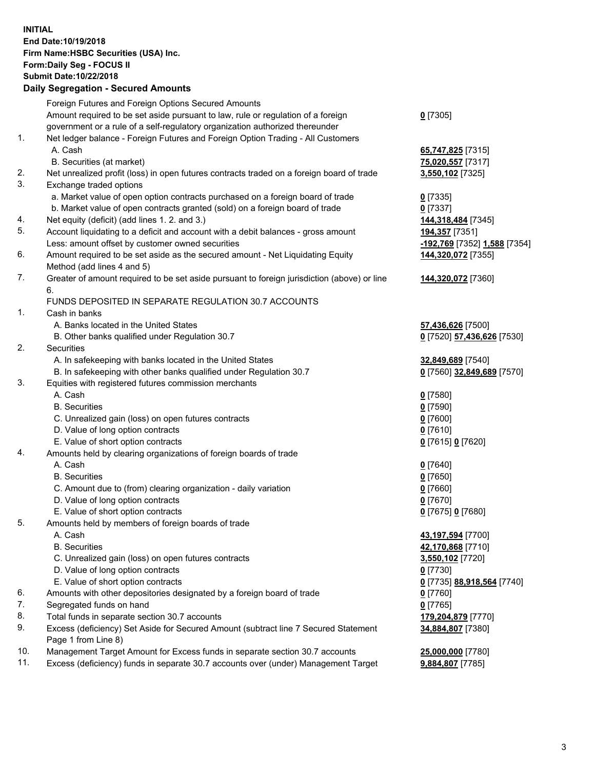**INITIAL**
**End Date:10/19/2018**
**Firm Name:HSBC Securities (USA) Inc.**
**Form:Daily Seg - FOCUS II**
**Submit Date:10/22/2018**

## Daily Segregation - Secured Amounts

| | | |
|---|---|---|
| | Foreign Futures and Foreign Options Secured Amounts | |
| | Amount required to be set aside pursuant to law, rule or regulation of a foreign government or a rule of a self-regulatory organization authorized thereunder | **0** [7305] |
| 1. | Net ledger balance - Foreign Futures and Foreign Option Trading - All Customers | |
| | A. Cash | **65,747,825** [7315] |
| | B. Securities (at market) | **75,020,557** [7317] |
| 2. | Net unrealized profit (loss) in open futures contracts traded on a foreign board of trade | **3,550,102** [7325] |
| 3. | Exchange traded options | |
| | a. Market value of open option contracts purchased on a foreign board of trade | **0** [7335] |
| | b. Market value of open contracts granted (sold) on a foreign board of trade | **0** [7337] |
| 4. | Net equity (deficit) (add lines 1. 2. and 3.) | **144,318,484** [7345] |
| 5. | Account liquidating to a deficit and account with a debit balances - gross amount | **194,357** [7351] |
| | Less: amount offset by customer owned securities | **-192,769** [7352] **1,588** [7354] |
| 6. | Amount required to be set aside as the secured amount - Net Liquidating Equity Method (add lines 4 and 5) | **144,320,072** [7355] |
| 7. | Greater of amount required to be set aside pursuant to foreign jurisdiction (above) or line 6. | **144,320,072** [7360] |
| | FUNDS DEPOSITED IN SEPARATE REGULATION 30.7 ACCOUNTS | |
| 1. | Cash in banks | |
| | A. Banks located in the United States | **57,436,626** [7500] |
| | B. Other banks qualified under Regulation 30.7 | **0** [7520] **57,436,626** [7530] |
| 2. | Securities | |
| | A. In safekeeping with banks located in the United States | **32,849,689** [7540] |
| | B. In safekeeping with other banks qualified under Regulation 30.7 | **0** [7560] **32,849,689** [7570] |
| 3. | Equities with registered futures commission merchants | |
| | A. Cash | **0** [7580] |
| | B. Securities | **0** [7590] |
| | C. Unrealized gain (loss) on open futures contracts | **0** [7600] |
| | D. Value of long option contracts | **0** [7610] |
| | E. Value of short option contracts | **0** [7615] **0** [7620] |
| 4. | Amounts held by clearing organizations of foreign boards of trade | |
| | A. Cash | **0** [7640] |
| | B. Securities | **0** [7650] |
| | C. Amount due to (from) clearing organization - daily variation | **0** [7660] |
| | D. Value of long option contracts | **0** [7670] |
| | E. Value of short option contracts | **0** [7675] **0** [7680] |
| 5. | Amounts held by members of foreign boards of trade | |
| | A. Cash | **43,197,594** [7700] |
| | B. Securities | **42,170,868** [7710] |
| | C. Unrealized gain (loss) on open futures contracts | **3,550,102** [7720] |
| | D. Value of long option contracts | **0** [7730] |
| | E. Value of short option contracts | **0** [7735] **88,918,564** [7740] |
| 6. | Amounts with other depositories designated by a foreign board of trade | **0** [7760] |
| 7. | Segregated funds on hand | **0** [7765] |
| 8. | Total funds in separate section 30.7 accounts | **179,204,879** [7770] |
| 9. | Excess (deficiency) Set Aside for Secured Amount (subtract line 7 Secured Statement Page 1 from Line 8) | **34,884,807** [7380] |
| 10. | Management Target Amount for Excess funds in separate section 30.7 accounts | **25,000,000** [7780] |
| 11. | Excess (deficiency) funds in separate 30.7 accounts over (under) Management Target | **9,884,807** [7785] |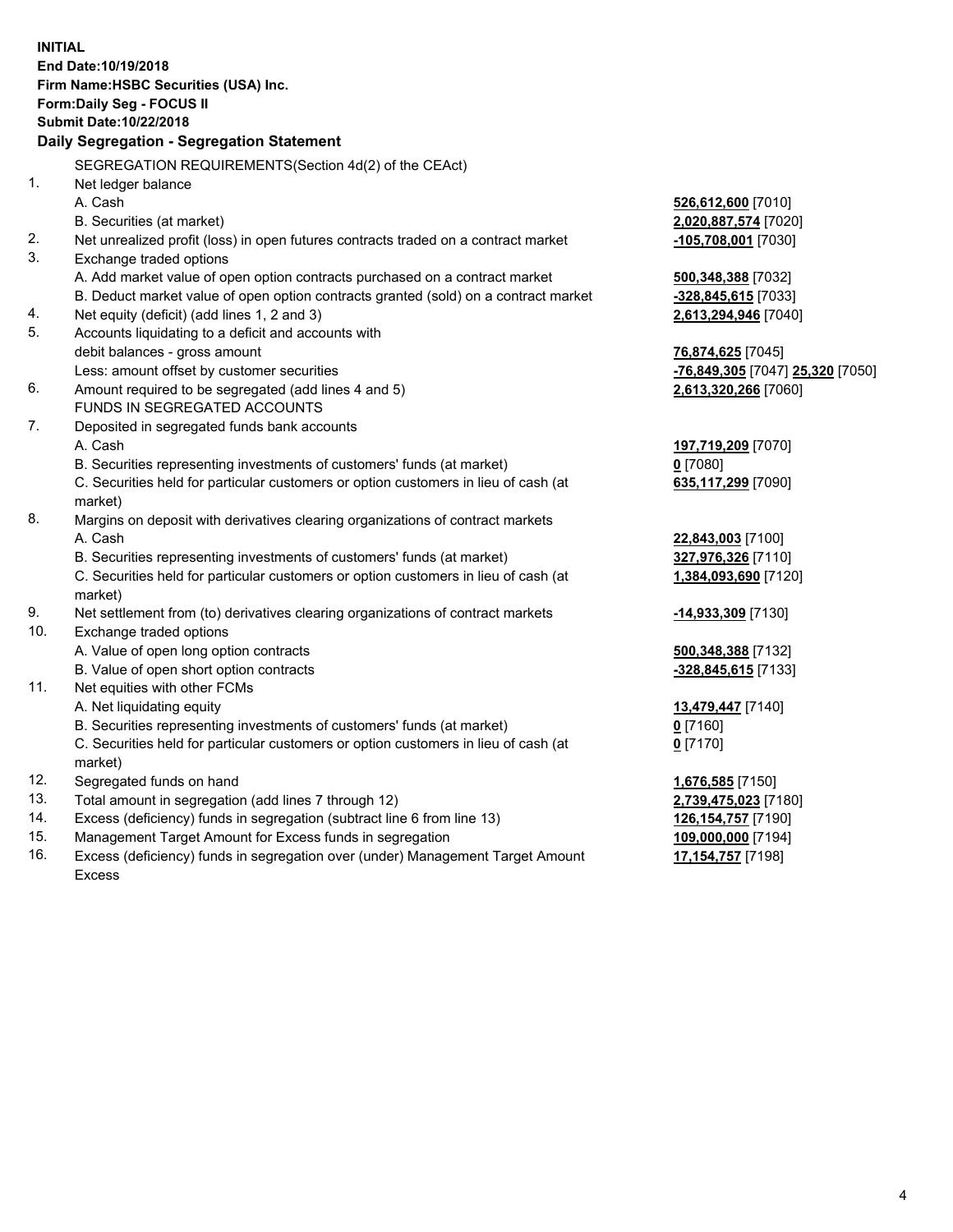**INITIAL**
**End Date:10/19/2018**
**Firm Name:HSBC Securities (USA) Inc.**
**Form:Daily Seg - FOCUS II**
**Submit Date:10/22/2018**

## Daily Segregation - Segregation Statement

| | | |
|---|---|---|
| | SEGREGATION REQUIREMENTS(Section 4d(2) of the CEAct) | |
| 1. | Net ledger balance | |
| | A. Cash | **526,612,600** [7010] |
| | B. Securities (at market) | **2,020,887,574** [7020] |
| 2. | Net unrealized profit (loss) in open futures contracts traded on a contract market | **-105,708,001** [7030] |
| 3. | Exchange traded options | |
| | A. Add market value of open option contracts purchased on a contract market | **500,348,388** [7032] |
| | B. Deduct market value of open option contracts granted (sold) on a contract market | **-328,845,615** [7033] |
| 4. | Net equity (deficit) (add lines 1, 2 and 3) | **2,613,294,946** [7040] |
| 5. | Accounts liquidating to a deficit and accounts with | |
| | debit balances - gross amount | **76,874,625** [7045] |
| | Less: amount offset by customer securities | **-76,849,305** [7047] **25,320** [7050] |
| 6. | Amount required to be segregated (add lines 4 and 5) | **2,613,320,266** [7060] |
| | FUNDS IN SEGREGATED ACCOUNTS | |
| 7. | Deposited in segregated funds bank accounts | |
| | A. Cash | **197,719,209** [7070] |
| | B. Securities representing investments of customers' funds (at market) | **0** [7080] |
| | C. Securities held for particular customers or option customers in lieu of cash (at market) | **635,117,299** [7090] |
| 8. | Margins on deposit with derivatives clearing organizations of contract markets | |
| | A. Cash | **22,843,003** [7100] |
| | B. Securities representing investments of customers' funds (at market) | **327,976,326** [7110] |
| | C. Securities held for particular customers or option customers in lieu of cash (at market) | **1,384,093,690** [7120] |
| 9. | Net settlement from (to) derivatives clearing organizations of contract markets | **-14,933,309** [7130] |
| 10. | Exchange traded options | |
| | A. Value of open long option contracts | **500,348,388** [7132] |
| | B. Value of open short option contracts | **-328,845,615** [7133] |
| 11. | Net equities with other FCMs | |
| | A. Net liquidating equity | **13,479,447** [7140] |
| | B. Securities representing investments of customers' funds (at market) | **0** [7160] |
| | C. Securities held for particular customers or option customers in lieu of cash (at market) | **0** [7170] |
| 12. | Segregated funds on hand | **1,676,585** [7150] |
| 13. | Total amount in segregation (add lines 7 through 12) | **2,739,475,023** [7180] |
| 14. | Excess (deficiency) funds in segregation (subtract line 6 from line 13) | **126,154,757** [7190] |
| 15. | Management Target Amount for Excess funds in segregation | **109,000,000** [7194] |
| 16. | Excess (deficiency) funds in segregation over (under) Management Target Amount Excess | **17,154,757** [7198] |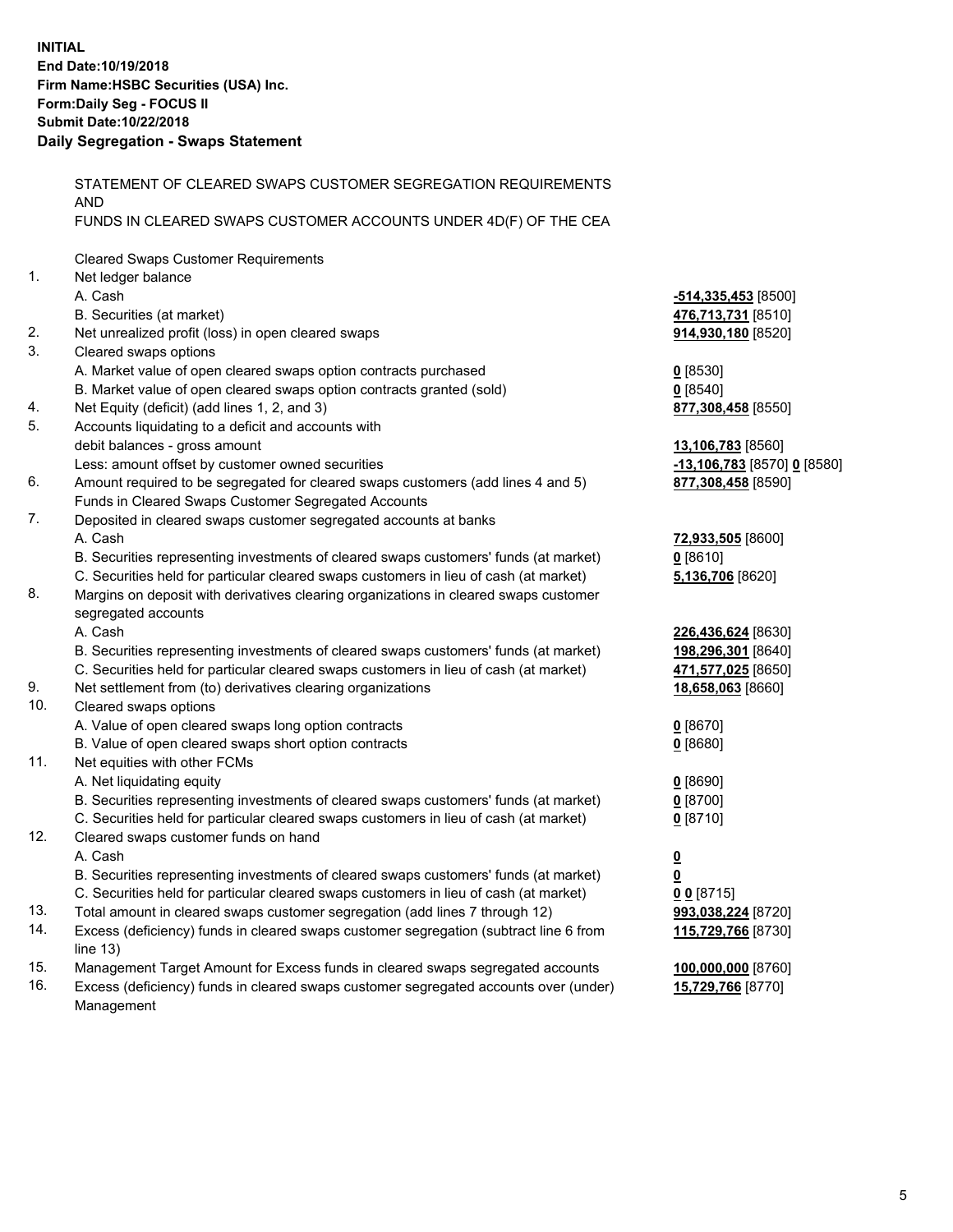**INITIAL**
**End Date:10/19/2018**
**Firm Name:HSBC Securities (USA) Inc.**
**Form:Daily Seg - FOCUS II**
**Submit Date:10/22/2018**
**Daily Segregation - Swaps Statement**

STATEMENT OF CLEARED SWAPS CUSTOMER SEGREGATION REQUIREMENTS AND FUNDS IN CLEARED SWAPS CUSTOMER ACCOUNTS UNDER 4D(F) OF THE CEA

| | | |
|---|---|---|
| | Cleared Swaps Customer Requirements | |
| 1. | Net ledger balance | |
| | A. Cash | -514,335,453 [8500] |
| | B. Securities (at market) | 476,713,731 [8510] |
| 2. | Net unrealized profit (loss) in open cleared swaps | 914,930,180 [8520] |
| 3. | Cleared swaps options | |
| | A. Market value of open cleared swaps option contracts purchased | 0 [8530] |
| | B. Market value of open cleared swaps option contracts granted (sold) | 0 [8540] |
| 4. | Net Equity (deficit) (add lines 1, 2, and 3) | 877,308,458 [8550] |
| 5. | Accounts liquidating to a deficit and accounts with debit balances - gross amount | 13,106,783 [8560] |
| | Less: amount offset by customer owned securities | -13,106,783 [8570] 0 [8580] |
| 6. | Amount required to be segregated for cleared swaps customers (add lines 4 and 5) | 877,308,458 [8590] |
| | Funds in Cleared Swaps Customer Segregated Accounts | |
| 7. | Deposited in cleared swaps customer segregated accounts at banks | |
| | A. Cash | 72,933,505 [8600] |
| | B. Securities representing investments of cleared swaps customers' funds (at market) | 0 [8610] |
| | C. Securities held for particular cleared swaps customers in lieu of cash (at market) | 5,136,706 [8620] |
| 8. | Margins on deposit with derivatives clearing organizations in cleared swaps customer segregated accounts | |
| | A. Cash | 226,436,624 [8630] |
| | B. Securities representing investments of cleared swaps customers' funds (at market) | 198,296,301 [8640] |
| | C. Securities held for particular cleared swaps customers in lieu of cash (at market) | 471,577,025 [8650] |
| 9. | Net settlement from (to) derivatives clearing organizations | 18,658,063 [8660] |
| 10. | Cleared swaps options | |
| | A. Value of open cleared swaps long option contracts | 0 [8670] |
| | B. Value of open cleared swaps short option contracts | 0 [8680] |
| 11. | Net equities with other FCMs | |
| | A. Net liquidating equity | 0 [8690] |
| | B. Securities representing investments of cleared swaps customers' funds (at market) | 0 [8700] |
| | C. Securities held for particular cleared swaps customers in lieu of cash (at market) | 0 [8710] |
| 12. | Cleared swaps customer funds on hand | |
| | A. Cash | 0 |
| | B. Securities representing investments of cleared swaps customers' funds (at market) | 0 |
| | C. Securities held for particular cleared swaps customers in lieu of cash (at market) | 0 0 [8715] |
| 13. | Total amount in cleared swaps customer segregation (add lines 7 through 12) | 993,038,224 [8720] |
| 14. | Excess (deficiency) funds in cleared swaps customer segregation (subtract line 6 from line 13) | 115,729,766 [8730] |
| 15. | Management Target Amount for Excess funds in cleared swaps segregated accounts | 100,000,000 [8760] |
| 16. | Excess (deficiency) funds in cleared swaps customer segregated accounts over (under) Management | 15,729,766 [8770] |